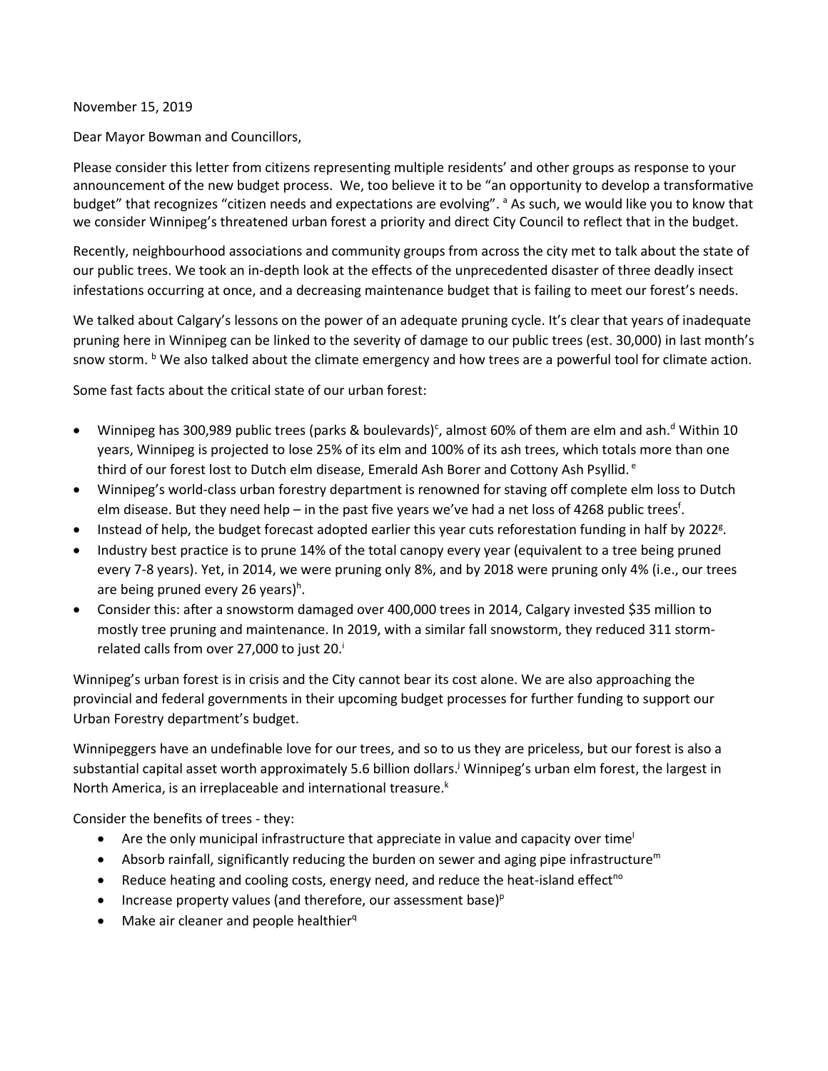November 15, 2019

Dear Mayor Bowman and Councillors,

Please consider this letter from citizens representing multiple residents' and other groups as response to your announcement of the new budget process. We, too believe it to be "an opportunity to develop a transformative budget" that recognizes "citizen needs and expectations are evolving". [a] As such, we would like you to know that we consider Winnipeg's threatened urban forest a priority and direct City Council to reflect that in the budget.

Recently, neighbourhood associations and community groups from across the city met to talk about the state of our public trees. We took an in-depth look at the effects of the unprecedented disaster of three deadly insect infestations occurring at once, and a decreasing maintenance budget that is failing to meet our forest's needs.

We talked about Calgary's lessons on the power of an adequate pruning cycle. It's clear that years of inadequate pruning here in Winnipeg can be linked to the severity of damage to our public trees (est. 30,000) in last month's snow storm. [b] We also talked about the climate emergency and how trees are a powerful tool for climate action.

Some fast facts about the critical state of our urban forest:

- Winnipeg has 300,989 public trees (parks & boulevards)[c], almost 60% of them are elm and ash.[d] Within 10 years, Winnipeg is projected to lose 25% of its elm and 100% of its ash trees, which totals more than one third of our forest lost to Dutch elm disease, Emerald Ash Borer and Cottony Ash Psyllid. [e]
- Winnipeg's world-class urban forestry department is renowned for staving off complete elm loss to Dutch elm disease. But they need help – in the past five years we've had a net loss of 4268 public trees[f].
- Instead of help, the budget forecast adopted earlier this year cuts reforestation funding in half by 2022[g].
- Industry best practice is to prune 14% of the total canopy every year (equivalent to a tree being pruned every 7-8 years). Yet, in 2014, we were pruning only 8%, and by 2018 were pruning only 4% (i.e., our trees are being pruned every 26 years)[h].
- Consider this: after a snowstorm damaged over 400,000 trees in 2014, Calgary invested $35 million to mostly tree pruning and maintenance. In 2019, with a similar fall snowstorm, they reduced 311 storm-related calls from over 27,000 to just 20.[i]

Winnipeg's urban forest is in crisis and the City cannot bear its cost alone. We are also approaching the provincial and federal governments in their upcoming budget processes for further funding to support our Urban Forestry department's budget.

Winnipeggers have an undefinable love for our trees, and so to us they are priceless, but our forest is also a substantial capital asset worth approximately 5.6 billion dollars.[j] Winnipeg's urban elm forest, the largest in North America, is an irreplaceable and international treasure.[k]

Consider the benefits of trees - they:

- Are the only municipal infrastructure that appreciate in value and capacity over time[l]
- Absorb rainfall, significantly reducing the burden on sewer and aging pipe infrastructure[m]
- Reduce heating and cooling costs, energy need, and reduce the heat-island effect[n,o]
- Increase property values (and therefore, our assessment base)[p]
- Make air cleaner and people healthier[q]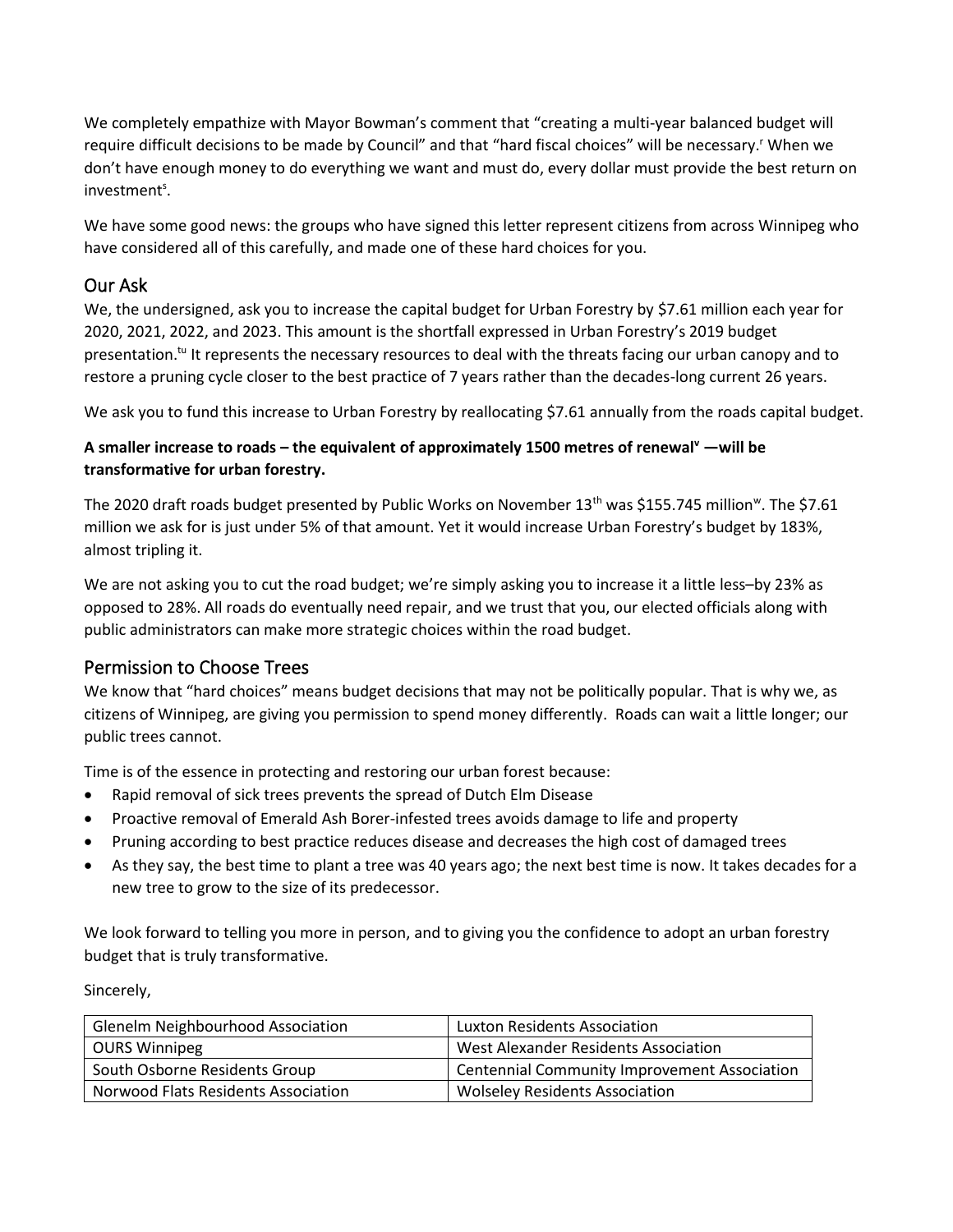We completely empathize with Mayor Bowman's comment that "creating a multi-year balanced budget will require difficult decisions to be made by Council" and that "hard fiscal choices" will be necessary.[r] When we don't have enough money to do everything we want and must do, every dollar must provide the best return on investment[s].

We have some good news: the groups who have signed this letter represent citizens from across Winnipeg who have considered all of this carefully, and made one of these hard choices for you.

## Our Ask

We, the undersigned, ask you to increase the capital budget for Urban Forestry by $7.61 million each year for 2020, 2021, 2022, and 2023. This amount is the shortfall expressed in Urban Forestry's 2019 budget presentation.[tu] It represents the necessary resources to deal with the threats facing our urban canopy and to restore a pruning cycle closer to the best practice of 7 years rather than the decades-long current 26 years.

We ask you to fund this increase to Urban Forestry by reallocating $7.61 annually from the roads capital budget.

**A smaller increase to roads – the equivalent of approximately 1500 metres of renewal[v] —will be transformative for urban forestry.**

The 2020 draft roads budget presented by Public Works on November 13th was $155.745 million[w]. The $7.61 million we ask for is just under 5% of that amount. Yet it would increase Urban Forestry's budget by 183%, almost tripling it.

We are not asking you to cut the road budget; we're simply asking you to increase it a little less–by 23% as opposed to 28%. All roads do eventually need repair, and we trust that you, our elected officials along with public administrators can make more strategic choices within the road budget.

## Permission to Choose Trees

We know that "hard choices" means budget decisions that may not be politically popular. That is why we, as citizens of Winnipeg, are giving you permission to spend money differently. Roads can wait a little longer; our public trees cannot.

Time is of the essence in protecting and restoring our urban forest because:

- Rapid removal of sick trees prevents the spread of Dutch Elm Disease
- Proactive removal of Emerald Ash Borer-infested trees avoids damage to life and property
- Pruning according to best practice reduces disease and decreases the high cost of damaged trees
- As they say, the best time to plant a tree was 40 years ago; the next best time is now. It takes decades for a new tree to grow to the size of its predecessor.

We look forward to telling you more in person, and to giving you the confidence to adopt an urban forestry budget that is truly transformative.

Sincerely,

| | |
|---|---|
| Glenelm Neighbourhood Association | Luxton Residents Association |
| OURS Winnipeg | West Alexander Residents Association |
| South Osborne Residents Group | Centennial Community Improvement Association |
| Norwood Flats Residents Association | Wolseley Residents Association |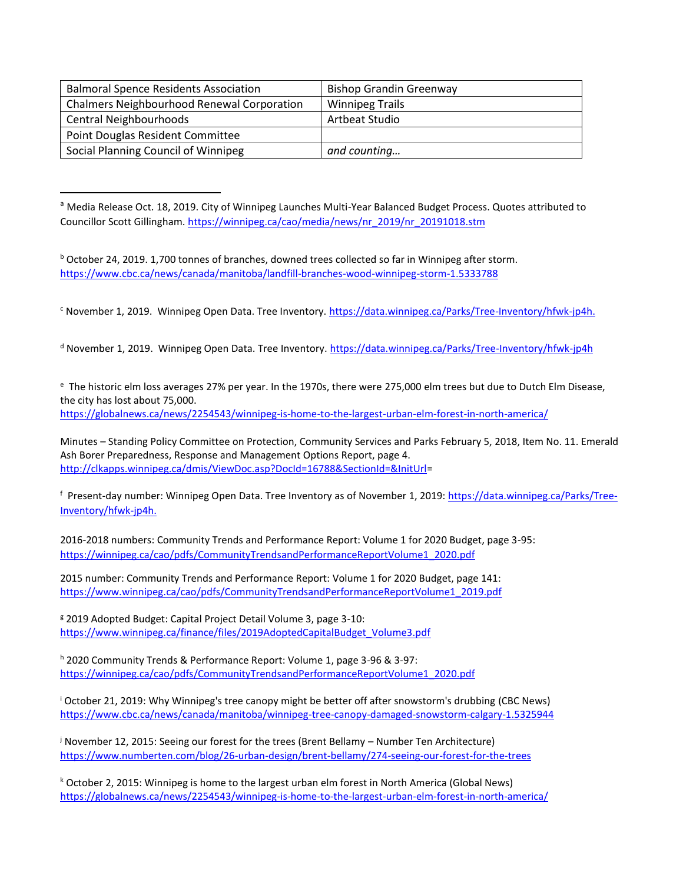| Balmoral Spence Residents Association | Bishop Grandin Greenway |
|---|---|
| Chalmers Neighbourhood Renewal Corporation | Winnipeg Trails |
| Central Neighbourhoods | Artbeat Studio |
| Point Douglas Resident Committee | |
| Social Planning Council of Winnipeg | *and counting…* |

---

[a] Media Release Oct. 18, 2019. City of Winnipeg Launches Multi-Year Balanced Budget Process. Quotes attributed to Councillor Scott Gillingham. https://winnipeg.ca/cao/media/news/nr_2019/nr_20191018.stm

[b] October 24, 2019. 1,700 tonnes of branches, downed trees collected so far in Winnipeg after storm. https://www.cbc.ca/news/canada/manitoba/landfill-branches-wood-winnipeg-storm-1.5333788

[c] November 1, 2019. Winnipeg Open Data. Tree Inventory. https://data.winnipeg.ca/Parks/Tree-Inventory/hfwk-jp4h.

[d] November 1, 2019. Winnipeg Open Data. Tree Inventory. https://data.winnipeg.ca/Parks/Tree-Inventory/hfwk-jp4h

[e] The historic elm loss averages 27% per year. In the 1970s, there were 275,000 elm trees but due to Dutch Elm Disease, the city has lost about 75,000. https://globalnews.ca/news/2254543/winnipeg-is-home-to-the-largest-urban-elm-forest-in-north-america/

Minutes – Standing Policy Committee on Protection, Community Services and Parks February 5, 2018, Item No. 11. Emerald Ash Borer Preparedness, Response and Management Options Report, page 4. http://clkapps.winnipeg.ca/dmis/ViewDoc.asp?DocId=16788&SectionId=&InitUrl=

[f] Present-day number: Winnipeg Open Data. Tree Inventory as of November 1, 2019: https://data.winnipeg.ca/Parks/Tree-Inventory/hfwk-jp4h.

2016-2018 numbers: Community Trends and Performance Report: Volume 1 for 2020 Budget, page 3-95: https://winnipeg.ca/cao/pdfs/CommunityTrendsandPerformanceReportVolume1_2020.pdf

2015 number: Community Trends and Performance Report: Volume 1 for 2020 Budget, page 141: https://www.winnipeg.ca/cao/pdfs/CommunityTrendsandPerformanceReportVolume1_2019.pdf

[g] 2019 Adopted Budget: Capital Project Detail Volume 3, page 3-10: https://www.winnipeg.ca/finance/files/2019AdoptedCapitalBudget_Volume3.pdf

[h] 2020 Community Trends & Performance Report: Volume 1, page 3-96 & 3-97: https://winnipeg.ca/cao/pdfs/CommunityTrendsandPerformanceReportVolume1_2020.pdf

[i] October 21, 2019: Why Winnipeg's tree canopy might be better off after snowstorm's drubbing (CBC News) https://www.cbc.ca/news/canada/manitoba/winnipeg-tree-canopy-damaged-snowstorm-calgary-1.5325944

[j] November 12, 2015: Seeing our forest for the trees (Brent Bellamy – Number Ten Architecture) https://www.numberten.com/blog/26-urban-design/brent-bellamy/274-seeing-our-forest-for-the-trees

[k] October 2, 2015: Winnipeg is home to the largest urban elm forest in North America (Global News) https://globalnews.ca/news/2254543/winnipeg-is-home-to-the-largest-urban-elm-forest-in-north-america/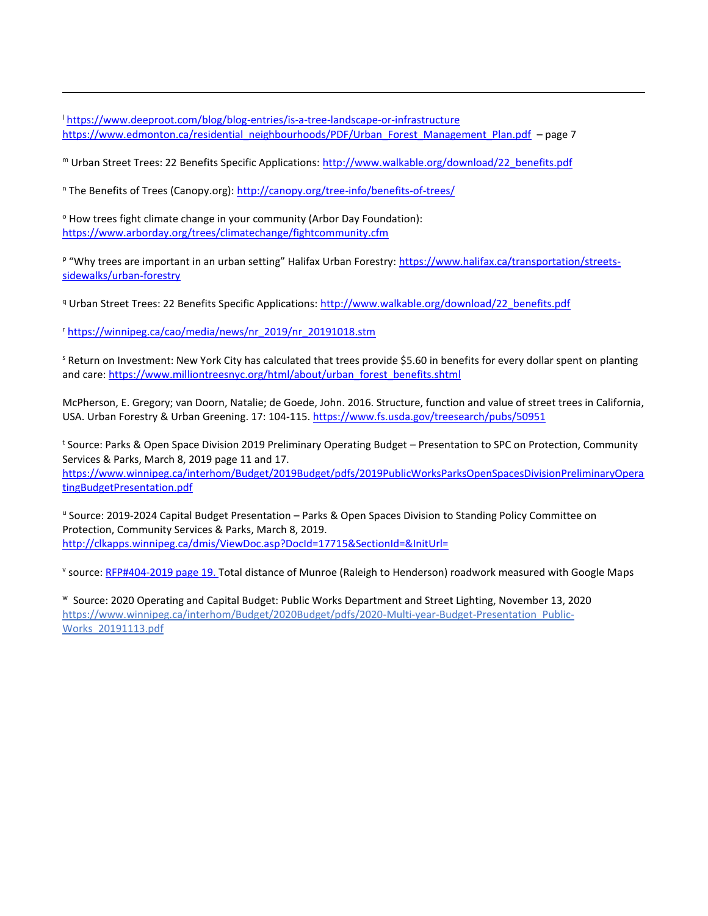---

[l] https://www.deeproot.com/blog/blog-entries/is-a-tree-landscape-or-infrastructure
https://www.edmonton.ca/residential_neighbourhoods/PDF/Urban_Forest_Management_Plan.pdf – page 7

[m] Urban Street Trees: 22 Benefits Specific Applications: http://www.walkable.org/download/22_benefits.pdf

[n] The Benefits of Trees (Canopy.org): http://canopy.org/tree-info/benefits-of-trees/

[o] How trees fight climate change in your community (Arbor Day Foundation): https://www.arborday.org/trees/climatechange/fightcommunity.cfm

[p] "Why trees are important in an urban setting" Halifax Urban Forestry: https://www.halifax.ca/transportation/streets-sidewalks/urban-forestry

[q] Urban Street Trees: 22 Benefits Specific Applications: http://www.walkable.org/download/22_benefits.pdf

[r] https://winnipeg.ca/cao/media/news/nr_2019/nr_20191018.stm

[s] Return on Investment: New York City has calculated that trees provide $5.60 in benefits for every dollar spent on planting and care: https://www.milliontreesnyc.org/html/about/urban_forest_benefits.shtml

McPherson, E. Gregory; van Doorn, Natalie; de Goede, John. 2016. Structure, function and value of street trees in California, USA. Urban Forestry & Urban Greening. 17: 104-115. https://www.fs.usda.gov/treesearch/pubs/50951

[t] Source: Parks & Open Space Division 2019 Preliminary Operating Budget – Presentation to SPC on Protection, Community Services & Parks, March 8, 2019 page 11 and 17.
https://www.winnipeg.ca/interhom/Budget/2019Budget/pdfs/2019PublicWorksParksOpenSpacesDivisionPreliminaryOperatingBudgetPresentation.pdf

[u] Source: 2019-2024 Capital Budget Presentation – Parks & Open Spaces Division to Standing Policy Committee on Protection, Community Services & Parks, March 8, 2019.
http://clkapps.winnipeg.ca/dmis/ViewDoc.asp?DocId=17715&SectionId=&InitUrl=

[v] source: RFP#404-2019 page 19. Total distance of Munroe (Raleigh to Henderson) roadwork measured with Google Maps

[w] Source: 2020 Operating and Capital Budget: Public Works Department and Street Lighting, November 13, 2020
https://www.winnipeg.ca/interhom/Budget/2020Budget/pdfs/2020-Multi-year-Budget-Presentation_Public-Works_20191113.pdf